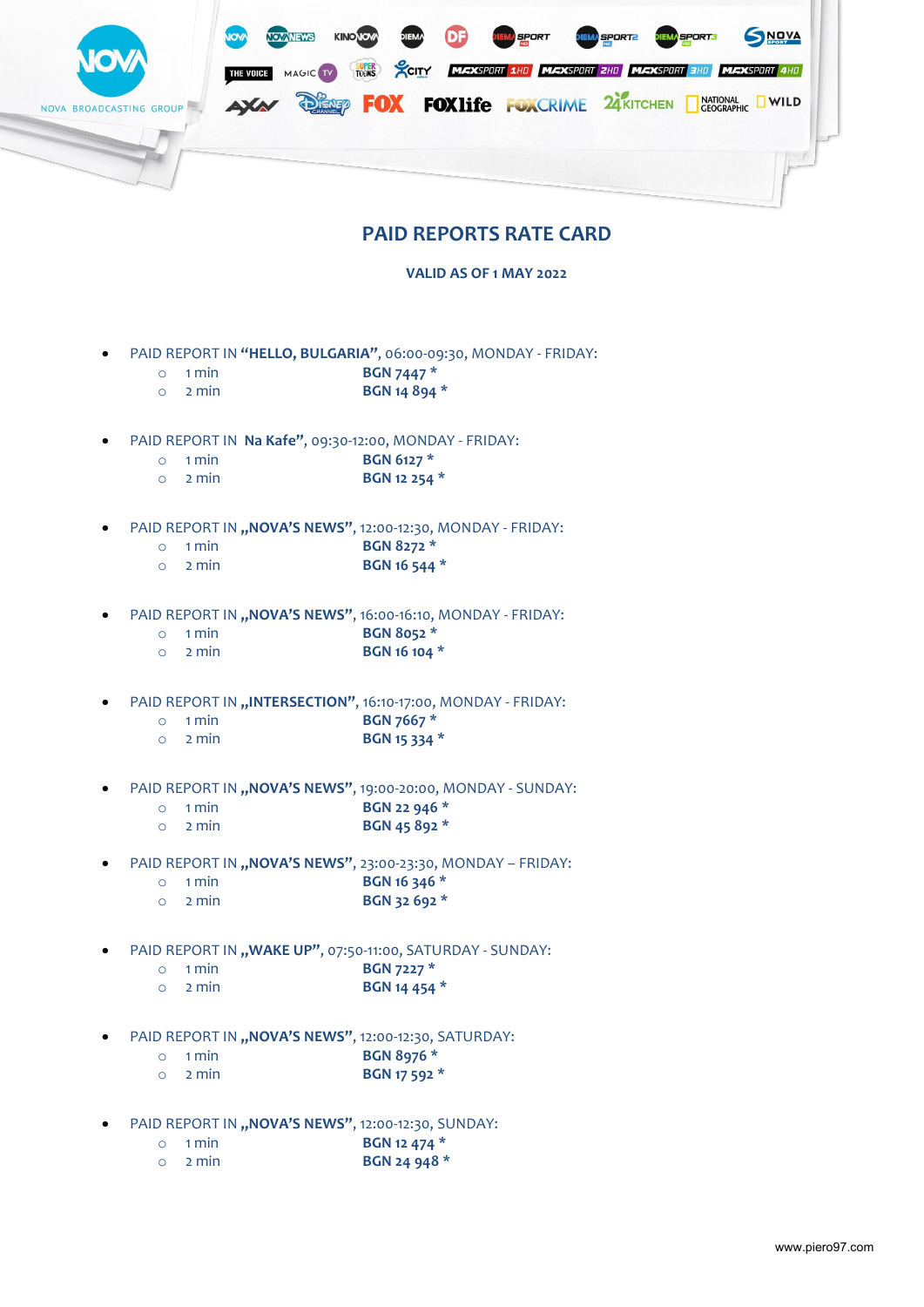NOVA BROADCASTING GROUP

## PAID REPORTS RATE CARD

**VALID AS OF 1 MAY 2022**

- PAID REPORT IN **"HELLO, BULGARIA"**, 06:00-09:30, MONDAY - FRIDAY:
  - 1 min **BGN 7447 ***
  - 2 min **BGN 14 894 ***

- PAID REPORT IN **Na Kafe"**, 09:30-12:00, MONDAY - FRIDAY:
  - 1 min **BGN 6127 ***
  - 2 min **BGN 12 254 ***

- PAID REPORT IN **„NOVA'S NEWS"**, 12:00-12:30, MONDAY - FRIDAY:
  - 1 min **BGN 8272 ***
  - 2 min **BGN 16 544 ***

- PAID REPORT IN **„NOVA'S NEWS"**, 16:00-16:10, MONDAY - FRIDAY:
  - 1 min **BGN 8052 ***
  - 2 min **BGN 16 104 ***

- PAID REPORT IN **„INTERSECTION"**, 16:10-17:00, MONDAY - FRIDAY:
  - 1 min **BGN 7667 ***
  - 2 min **BGN 15 334 ***

- PAID REPORT IN **„NOVA'S NEWS"**, 19:00-20:00, MONDAY - SUNDAY:
  - 1 min **BGN 22 946 ***
  - 2 min **BGN 45 892 ***

- PAID REPORT IN **„NOVA'S NEWS"**, 23:00-23:30, MONDAY – FRIDAY:
  - 1 min **BGN 16 346 ***
  - 2 min **BGN 32 692 ***

- PAID REPORT IN **„WAKE UP"**, 07:50-11:00, SATURDAY - SUNDAY:
  - 1 min **BGN 7227 ***
  - 2 min **BGN 14 454 ***

- PAID REPORT IN **„NOVA'S NEWS"**, 12:00-12:30, SATURDAY:
  - 1 min **BGN 8976 ***
  - 2 min **BGN 17 592 ***

- PAID REPORT IN **„NOVA'S NEWS"**, 12:00-12:30, SUNDAY:
  - 1 min **BGN 12 474 ***
  - 2 min **BGN 24 948 ***

www.piero97.com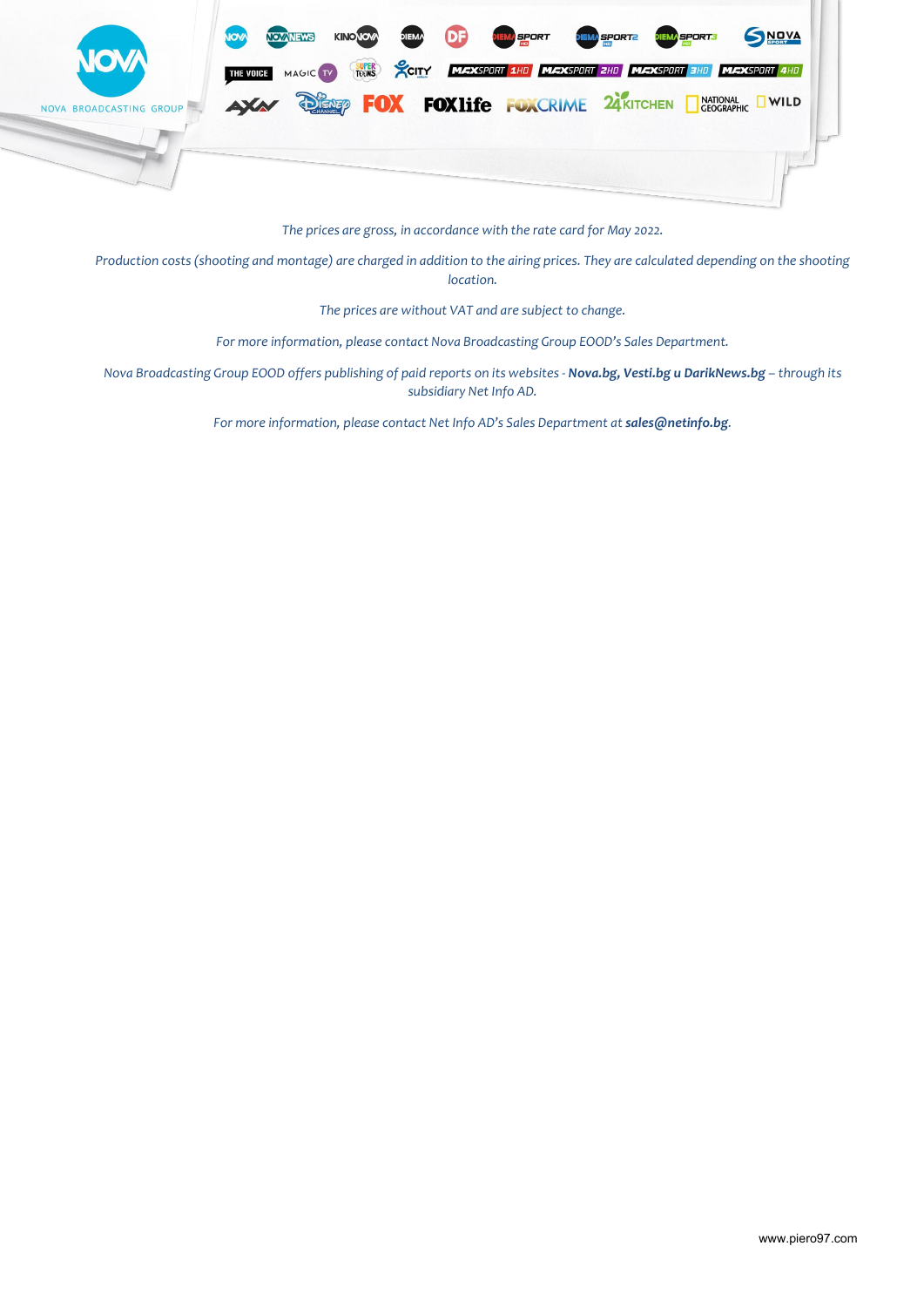*The prices are gross, in accordance with the rate card for May 2022.*

*Production costs (shooting and montage) are charged in addition to the airing prices. They are calculated depending on the shooting location.*

*The prices are without VAT and are subject to change.*

*For more information, please contact Nova Broadcasting Group EOOD's Sales Department.*

*Nova Broadcasting Group EOOD offers publishing of paid reports on its websites -* ***Nova.bg, Vesti.bg u DarikNews.bg*** *– through its subsidiary Net Info AD.*

*For more information, please contact Net Info AD's Sales Department at* ***sales@netinfo.bg****.*

www.piero97.com